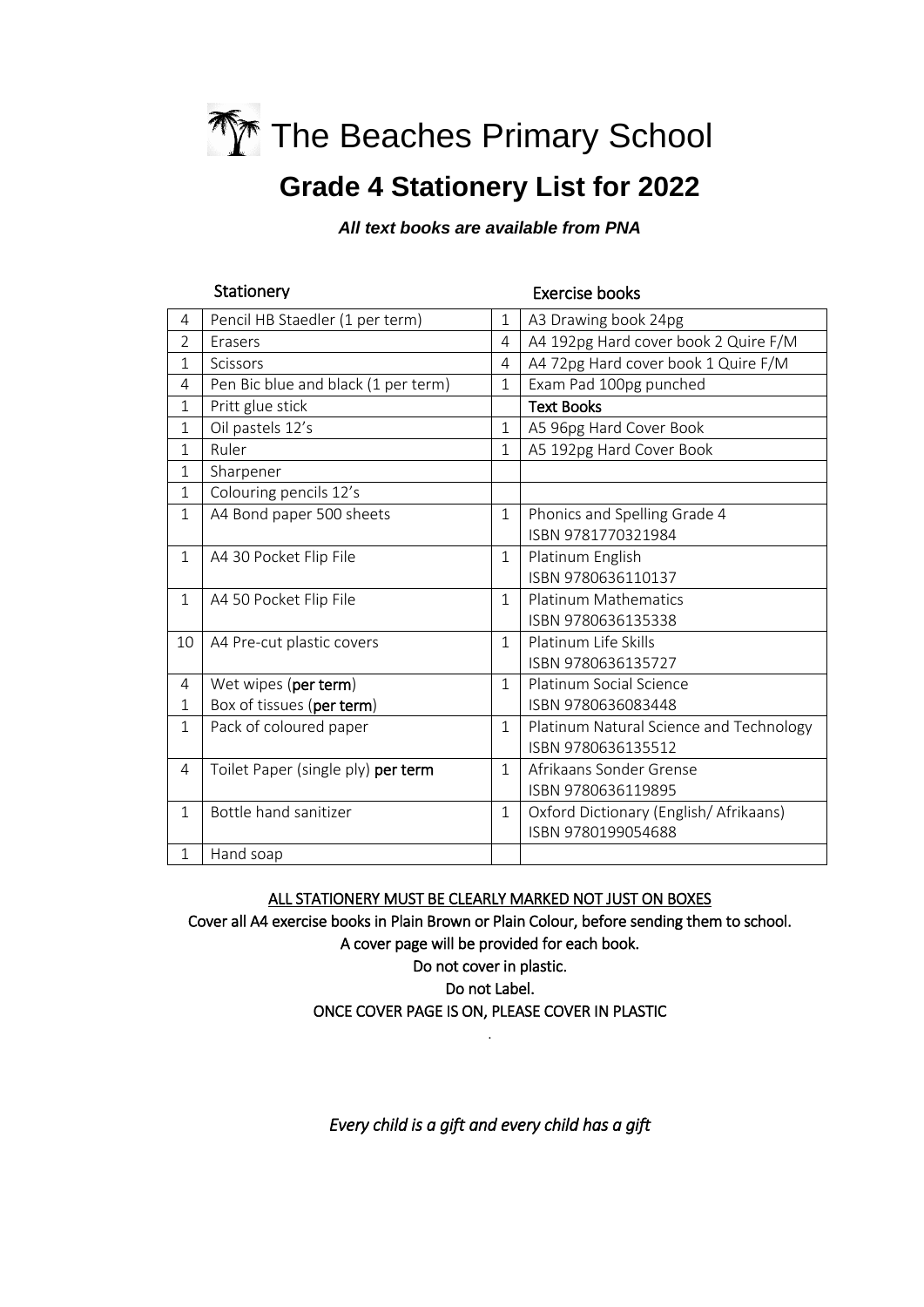# The Beaches Primary School

## Grade 4 Stationery List for 2022

***All text books are available from PNA***

| Stationery | | Exercise books | |
|---|---|---|---|
| 4 | Pencil HB Staedler (1 per term) | 1 | A3 Drawing book 24pg |
| 2 | Erasers | 4 | A4 192pg Hard cover book 2 Quire F/M |
| 1 | Scissors | 4 | A4 72pg Hard cover book 1 Quire F/M |
| 4 | Pen Bic blue and black (1 per term) | 1 | Exam Pad 100pg punched |
| 1 | Pritt glue stick | | **Text Books** |
| 1 | Oil pastels 12's | 1 | A5 96pg Hard Cover Book |
| 1 | Ruler | 1 | A5 192pg Hard Cover Book |
| 1 | Sharpener | | |
| 1 | Colouring pencils 12's | | |
| 1 | A4 Bond paper 500 sheets | 1 | Phonics and Spelling Grade 4 ISBN 9781770321984 |
| 1 | A4 30 Pocket Flip File | 1 | Platinum English ISBN 9780636110137 |
| 1 | A4 50 Pocket Flip File | 1 | Platinum Mathematics ISBN 9780636135338 |
| 10 | A4 Pre-cut plastic covers | 1 | Platinum Life Skills ISBN 9780636135727 |
| 4<br>1 | Wet wipes (**per term**)<br>Box of tissues (**per term**) | 1 | Platinum Social Science ISBN 9780636083448 |
| 1 | Pack of coloured paper | 1 | Platinum Natural Science and Technology ISBN 9780636135512 |
| 4 | Toilet Paper (single ply) **per term** | 1 | Afrikaans Sonder Grense ISBN 9780636119895 |
| 1 | Bottle hand sanitizer | 1 | Oxford Dictionary (English/ Afrikaans) ISBN 9780199054688 |
| 1 | Hand soap | | |

ALL STATIONERY MUST BE CLEARLY MARKED NOT JUST ON BOXES

Cover all A4 exercise books in Plain Brown or Plain Colour, before sending them to school.

A cover page will be provided for each book.

Do not cover in plastic.

Do not Label.

ONCE COVER PAGE IS ON, PLEASE COVER IN PLASTIC

*Every child is a gift and every child has a gift*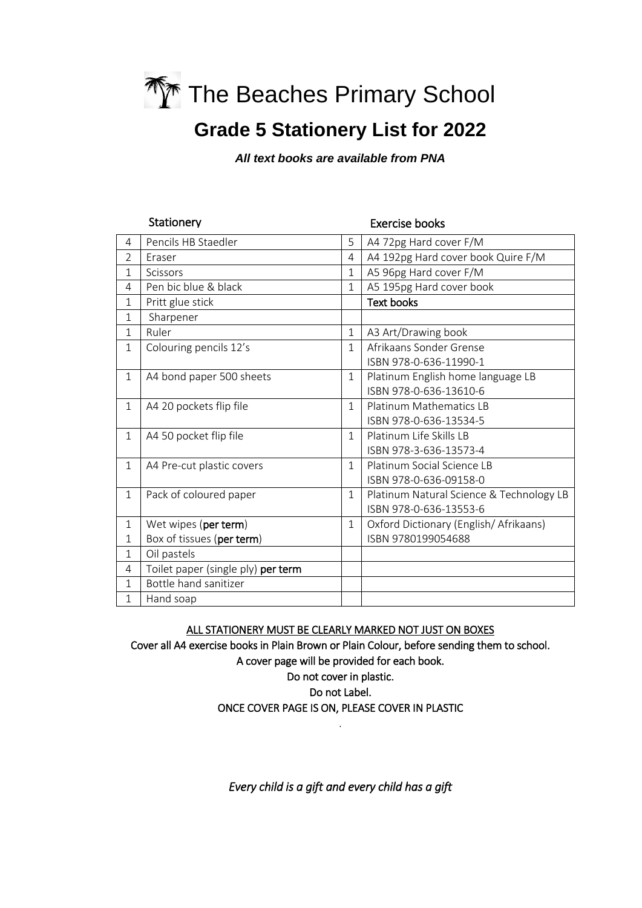# The Beaches Primary School

## Grade 5 Stationery List for 2022

***All text books are available from PNA***

| | Stationery | | Exercise books |
|---|---|---|---|
| 4 | Pencils HB Staedler | 5 | A4 72pg Hard cover F/M |
| 2 | Eraser | 4 | A4 192pg Hard cover book Quire F/M |
| 1 | Scissors | 1 | A5 96pg Hard cover F/M |
| 4 | Pen bic blue & black | 1 | A5 195pg Hard cover book |
| 1 | Pritt glue stick | | **Text books** |
| 1 | Sharpener | | |
| 1 | Ruler | 1 | A3 Art/Drawing book |
| 1 | Colouring pencils 12's | 1 | Afrikaans Sonder Grense<br>ISBN 978-0-636-11990-1 |
| 1 | A4 bond paper 500 sheets | 1 | Platinum English home language LB<br>ISBN 978-0-636-13610-6 |
| 1 | A4 20 pockets flip file | 1 | Platinum Mathematics LB<br>ISBN 978-0-636-13534-5 |
| 1 | A4 50 pocket flip file | 1 | Platinum Life Skills LB<br>ISBN 978-3-636-13573-4 |
| 1 | A4 Pre-cut plastic covers | 1 | Platinum Social Science LB<br>ISBN 978-0-636-09158-0 |
| 1 | Pack of coloured paper | 1 | Platinum Natural Science & Technology LB<br>ISBN 978-0-636-13553-6 |
| 1<br>1 | Wet wipes (**per term**)<br>Box of tissues (**per term**) | 1 | Oxford Dictionary (English/ Afrikaans)<br>ISBN 9780199054688 |
| 1 | Oil pastels | | |
| 4 | Toilet paper (single ply) **per term** | | |
| 1 | Bottle hand sanitizer | | |
| 1 | Hand soap | | |

ALL STATIONERY MUST BE CLEARLY MARKED NOT JUST ON BOXES

Cover all A4 exercise books in Plain Brown or Plain Colour, before sending them to school.

A cover page will be provided for each book.

Do not cover in plastic.

Do not Label.

ONCE COVER PAGE IS ON, PLEASE COVER IN PLASTIC

*Every child is a gift and every child has a gift*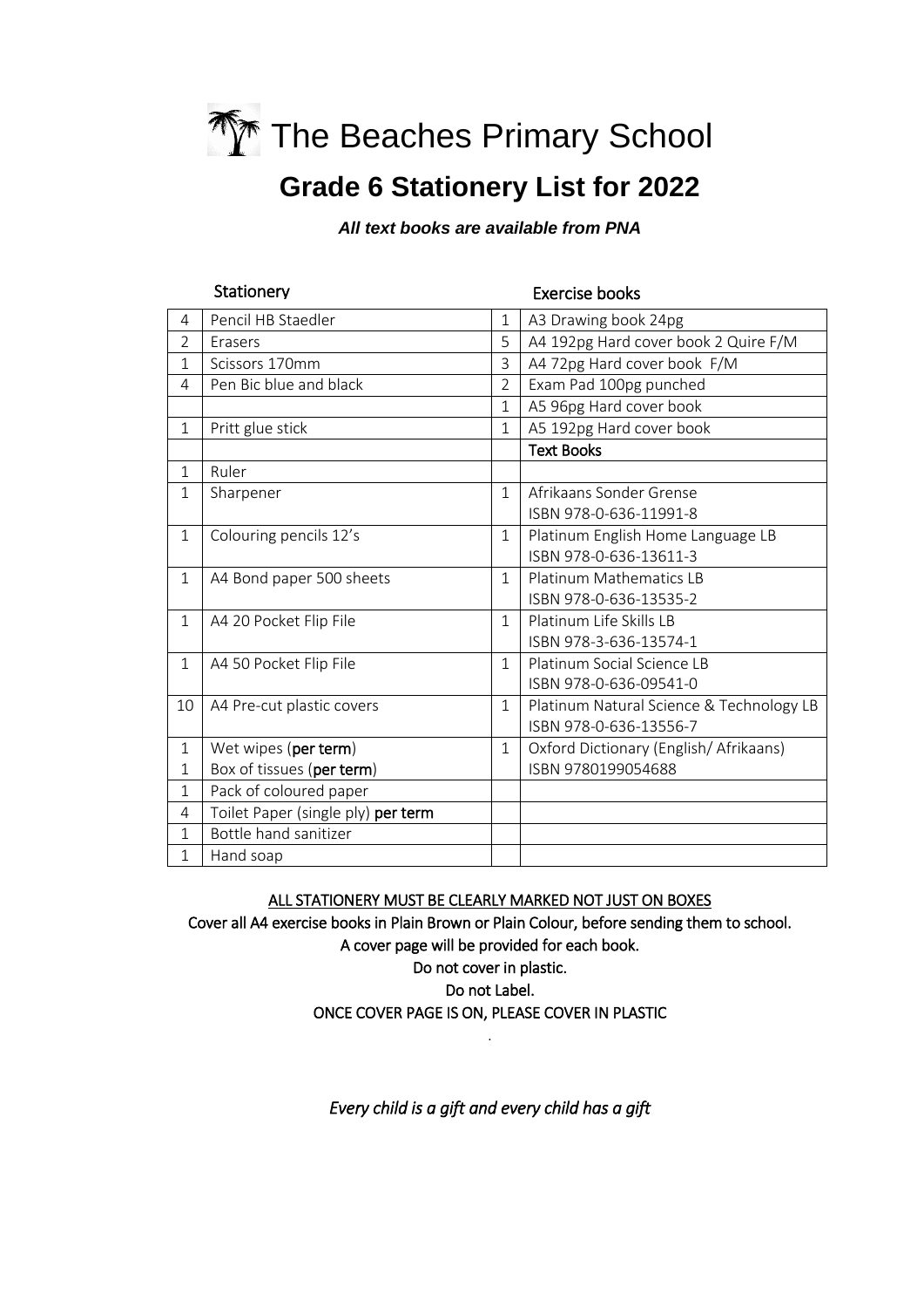# The Beaches Primary School

## Grade 6 Stationery List for 2022

***All text books are available from PNA***

| | Stationery | | Exercise books |
|---|---|---|---|
| 4 | Pencil HB Staedler | 1 | A3 Drawing book 24pg |
| 2 | Erasers | 5 | A4 192pg Hard cover book 2 Quire F/M |
| 1 | Scissors 170mm | 3 | A4 72pg Hard cover book F/M |
| 4 | Pen Bic blue and black | 2 | Exam Pad 100pg punched |
| | | 1 | A5 96pg Hard cover book |
| 1 | Pritt glue stick | 1 | A5 192pg Hard cover book |
| | | | **Text Books** |
| 1 | Ruler | | |
| 1 | Sharpener | 1 | Afrikaans Sonder Grense ISBN 978-0-636-11991-8 |
| 1 | Colouring pencils 12's | 1 | Platinum English Home Language LB ISBN 978-0-636-13611-3 |
| 1 | A4 Bond paper 500 sheets | 1 | Platinum Mathematics LB ISBN 978-0-636-13535-2 |
| 1 | A4 20 Pocket Flip File | 1 | Platinum Life Skills LB ISBN 978-3-636-13574-1 |
| 1 | A4 50 Pocket Flip File | 1 | Platinum Social Science LB ISBN 978-0-636-09541-0 |
| 10 | A4 Pre-cut plastic covers | 1 | Platinum Natural Science & Technology LB ISBN 978-0-636-13556-7 |
| 1<br>1 | Wet wipes (**per term**)<br>Box of tissues (**per term**) | 1 | Oxford Dictionary (English/ Afrikaans) ISBN 9780199054688 |
| 1 | Pack of coloured paper | | |
| 4 | Toilet Paper (single ply) **per term** | | |
| 1 | Bottle hand sanitizer | | |
| 1 | Hand soap | | |

ALL STATIONERY MUST BE CLEARLY MARKED NOT JUST ON BOXES

Cover all A4 exercise books in Plain Brown or Plain Colour, before sending them to school.

A cover page will be provided for each book.

Do not cover in plastic.

Do not Label.

ONCE COVER PAGE IS ON, PLEASE COVER IN PLASTIC

*Every child is a gift and every child has a gift*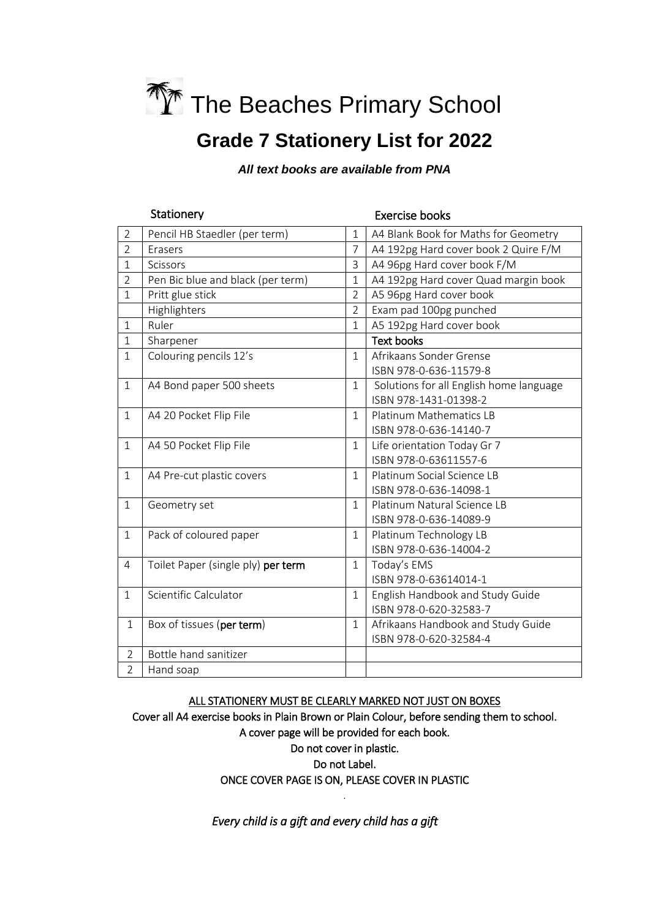# The Beaches Primary School

## Grade 7 Stationery List for 2022

***All text books are available from PNA***

| Stationery | | Exercise books | |
|---|---|---|---|
| 2 | Pencil HB Staedler (per term) | 1 | A4 Blank Book for Maths for Geometry |
| 2 | Erasers | 7 | A4 192pg Hard cover book 2 Quire F/M |
| 1 | Scissors | 3 | A4 96pg Hard cover book F/M |
| 2 | Pen Bic blue and black (per term) | 1 | A4 192pg Hard cover Quad margin book |
| 1 | Pritt glue stick | 2 | A5 96pg Hard cover book |
| | Highlighters | 2 | Exam pad 100pg punched |
| 1 | Ruler | 1 | A5 192pg Hard cover book |
| 1 | Sharpener | | Text books |
| 1 | Colouring pencils 12's | 1 | Afrikaans Sonder Grense ISBN 978-0-636-11579-8 |
| 1 | A4 Bond paper 500 sheets | 1 | Solutions for all English home language ISBN 978-1431-01398-2 |
| 1 | A4 20 Pocket Flip File | 1 | Platinum Mathematics LB ISBN 978-0-636-14140-7 |
| 1 | A4 50 Pocket Flip File | 1 | Life orientation Today Gr 7 ISBN 978-0-63611557-6 |
| 1 | A4 Pre-cut plastic covers | 1 | Platinum Social Science LB ISBN 978-0-636-14098-1 |
| 1 | Geometry set | 1 | Platinum Natural Science LB ISBN 978-0-636-14089-9 |
| 1 | Pack of coloured paper | 1 | Platinum Technology LB ISBN 978-0-636-14004-2 |
| 4 | Toilet Paper (single ply) **per term** | 1 | Today's EMS ISBN 978-0-63614014-1 |
| 1 | Scientific Calculator | 1 | English Handbook and Study Guide ISBN 978-0-620-32583-7 |
| 1 | Box of tissues (**per term**) | 1 | Afrikaans Handbook and Study Guide ISBN 978-0-620-32584-4 |
| 2 | Bottle hand sanitizer | | |
| 2 | Hand soap | | |

ALL STATIONERY MUST BE CLEARLY MARKED NOT JUST ON BOXES

Cover all A4 exercise books in Plain Brown or Plain Colour, before sending them to school.

A cover page will be provided for each book.

Do not cover in plastic.

Do not Label.

ONCE COVER PAGE IS ON, PLEASE COVER IN PLASTIC

*Every child is a gift and every child has a gift*